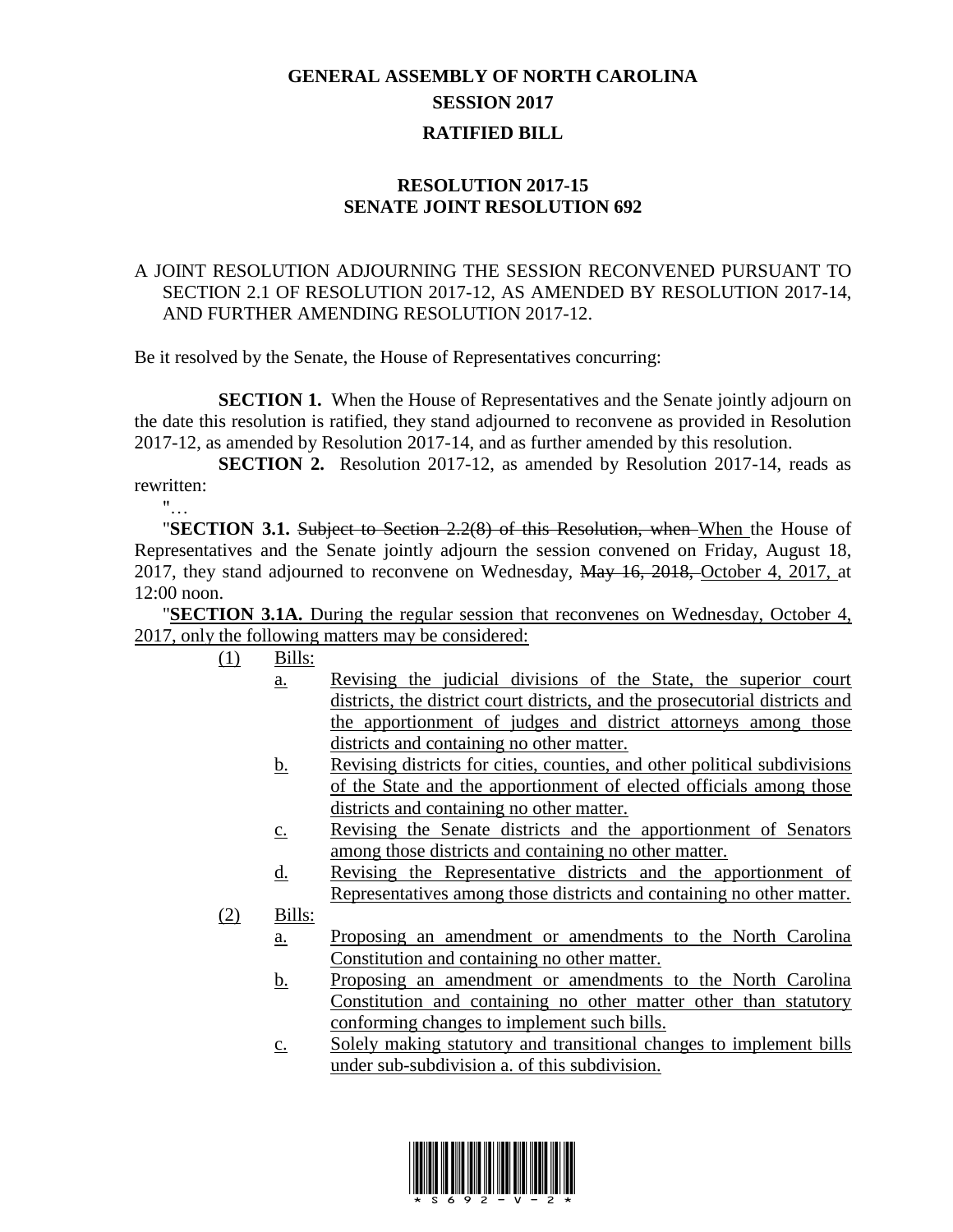# GENERAL ASSEMBLY OF NORTH CAROLINA
## SESSION 2017
## RATIFIED BILL

### RESOLUTION 2017-15
### SENATE JOINT RESOLUTION 692

A JOINT RESOLUTION ADJOURNING THE SESSION RECONVENED PURSUANT TO SECTION 2.1 OF RESOLUTION 2017-12, AS AMENDED BY RESOLUTION 2017-14, AND FURTHER AMENDING RESOLUTION 2017-12.

Be it resolved by the Senate, the House of Representatives concurring:

**SECTION 1.** When the House of Representatives and the Senate jointly adjourn on the date this resolution is ratified, they stand adjourned to reconvene as provided in Resolution 2017-12, as amended by Resolution 2017-14, and as further amended by this resolution.

**SECTION 2.** Resolution 2017-12, as amended by Resolution 2017-14, reads as rewritten:

"…

"**SECTION 3.1.** ~~Subject to Section 2.2(8) of this Resolution, when~~ <u>When</u> the House of Representatives and the Senate jointly adjourn the session convened on Friday, August 18, 2017, they stand adjourned to reconvene on Wednesday, ~~May 16, 2018,~~ <u>October 4, 2017,</u> at 12:00 noon.

"<u>**SECTION 3.1A.** During the regular session that reconvenes on Wednesday, October 4, 2017, only the following matters may be considered:</u>

<u>(1)</u> <u>Bills:</u>

- <u>a.</u> <u>Revising the judicial divisions of the State, the superior court districts, the district court districts, and the prosecutorial districts and the apportionment of judges and district attorneys among those districts and containing no other matter.</u>
- <u>b.</u> <u>Revising districts for cities, counties, and other political subdivisions of the State and the apportionment of elected officials among those districts and containing no other matter.</u>
- <u>c.</u> <u>Revising the Senate districts and the apportionment of Senators among those districts and containing no other matter.</u>
- <u>d.</u> <u>Revising the Representative districts and the apportionment of Representatives among those districts and containing no other matter.</u>

<u>(2)</u> <u>Bills:</u>

- <u>a.</u> <u>Proposing an amendment or amendments to the North Carolina Constitution and containing no other matter.</u>
- <u>b.</u> <u>Proposing an amendment or amendments to the North Carolina Constitution and containing no other matter other than statutory conforming changes to implement such bills.</u>
- <u>c.</u> <u>Solely making statutory and transitional changes to implement bills under sub-subdivision a. of this subdivision.</u>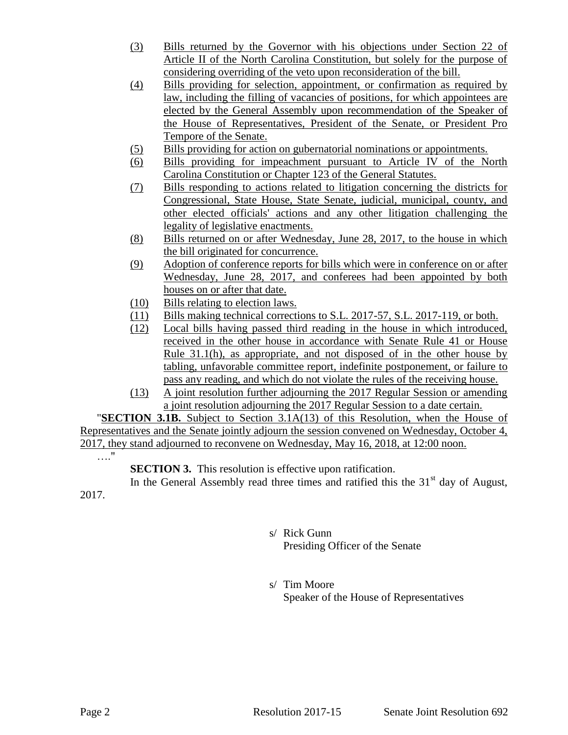(3) Bills returned by the Governor with his objections under Section 22 of Article II of the North Carolina Constitution, but solely for the purpose of considering overriding of the veto upon reconsideration of the bill.

(4) Bills providing for selection, appointment, or confirmation as required by law, including the filling of vacancies of positions, for which appointees are elected by the General Assembly upon recommendation of the Speaker of the House of Representatives, President of the Senate, or President Pro Tempore of the Senate.

(5) Bills providing for action on gubernatorial nominations or appointments.

(6) Bills providing for impeachment pursuant to Article IV of the North Carolina Constitution or Chapter 123 of the General Statutes.

(7) Bills responding to actions related to litigation concerning the districts for Congressional, State House, State Senate, judicial, municipal, county, and other elected officials' actions and any other litigation challenging the legality of legislative enactments.

(8) Bills returned on or after Wednesday, June 28, 2017, to the house in which the bill originated for concurrence.

(9) Adoption of conference reports for bills which were in conference on or after Wednesday, June 28, 2017, and conferees had been appointed by both houses on or after that date.

(10) Bills relating to election laws.

(11) Bills making technical corrections to S.L. 2017-57, S.L. 2017-119, or both.

(12) Local bills having passed third reading in the house in which introduced, received in the other house in accordance with Senate Rule 41 or House Rule 31.1(h), as appropriate, and not disposed of in the other house by tabling, unfavorable committee report, indefinite postponement, or failure to pass any reading, and which do not violate the rules of the receiving house.

(13) A joint resolution further adjourning the 2017 Regular Session or amending a joint resolution adjourning the 2017 Regular Session to a date certain.

"**SECTION 3.1B.** Subject to Section 3.1A(13) of this Resolution, when the House of Representatives and the Senate jointly adjourn the session convened on Wednesday, October 4, 2017, they stand adjourned to reconvene on Wednesday, May 16, 2018, at 12:00 noon.

…."

**SECTION 3.** This resolution is effective upon ratification.

In the General Assembly read three times and ratified this the 31st day of August, 2017.

s/ Rick Gunn
Presiding Officer of the Senate

s/ Tim Moore
Speaker of the House of Representatives